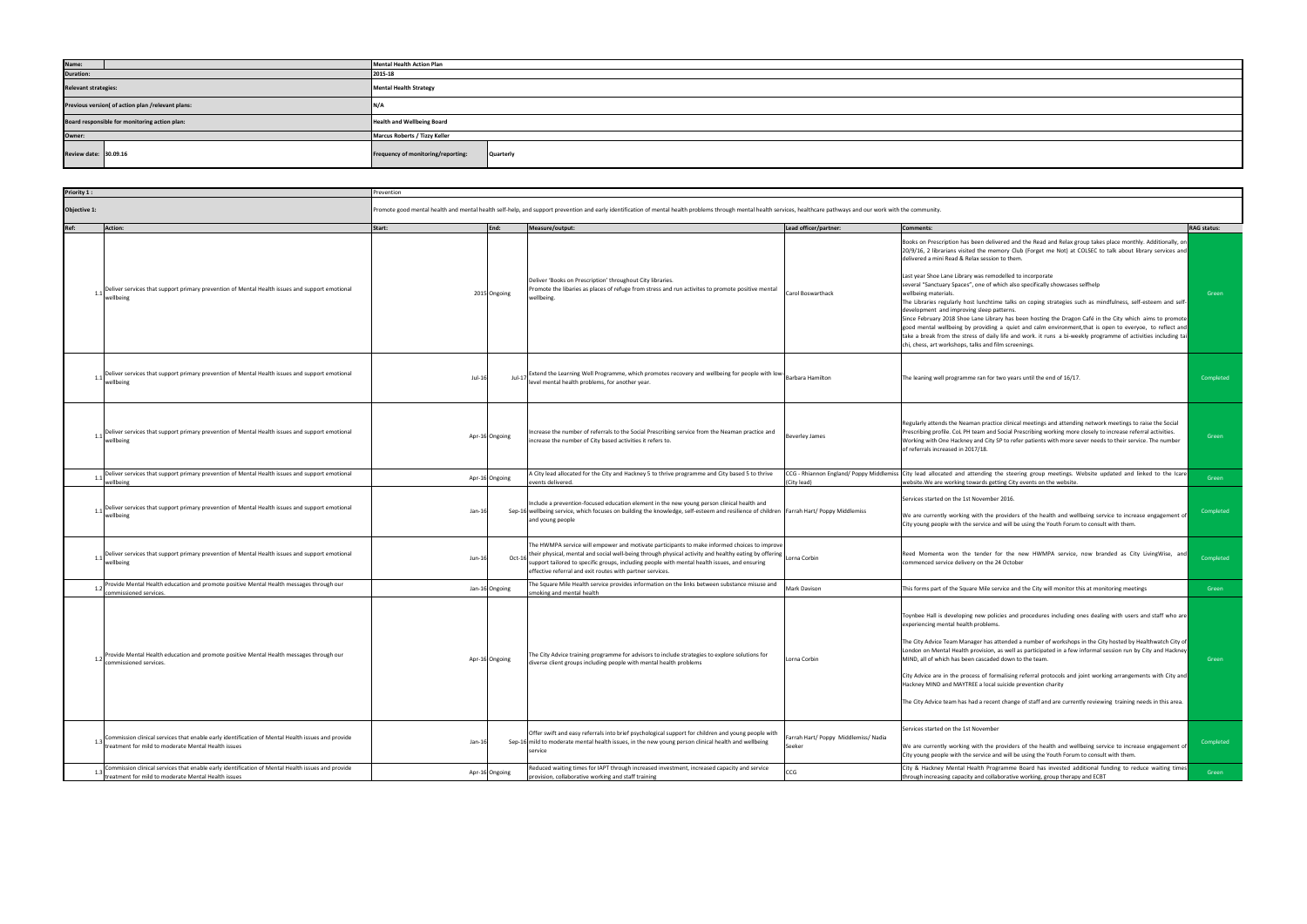| Name: | Mental Health Action Plan | |
|---|---|---|
| Duration: | 2015-18 | |
| Relevant strategies: | Mental Health Strategy | |
| Previous version( of action plan /relevant plans: | N/A | |
| Board responsible for monitoring action plan: | Health and Wellbeing Board | |
| Owner: | Marcus Roberts / Tizzy Keller | |
| Review date: 30.09.16 | Frequency of monitoring/reporting: | Quarterly |

| Priority 1 : | | Prevention | | | | | |
|---|---|---|---|---|---|---|---|
| Objective 1: | | Promote good mental health and mental health self-help, and support prevention and early identification of mental health problems through mental health services, healthcare pathways and our work with the community. | | | | | |
| Ref: | Action: | Start: | End: | Measure/output: | Lead officer/partner: | Comments: | RAG status: |
| 1.1 | Deliver services that support primary prevention of Mental Health issues and support emotional wellbeing | 2015 | Ongoing | Deliver 'Books on Prescription' throughout City libraries. Promote the libaries as places of refuge from stress and run activites to promote positive mental wellbeing. | Carol Boswarthack | Books on Prescription has been delivered and the Read and Relax group takes place monthly. Additionally, on 20/9/16, 2 librarians visited the memory Club (Forget me Not) at COLSEC to talk about library services and delivered a mini Read & Relax session to them.<br><br>Last year Shoe Lane Library was remodelled to incorporate several "Sanctuary Spaces", one of which also specifically showcases selfhelp wellbeing materials.<br>The Libraries regularly host lunchtime talks on coping strategies such as mindfulness, self-esteem and self-development and improving sleep patterns.<br>Since February 2018 Shoe Lane Library has been hosting the Dragon Café in the City which aims to promote good mental wellbeing by providing a quiet and calm environment,that is open to everyoe, to reflect and take a break from the stress of daily life and work. it runs a bi-weekly programme of activities including tai chi, chess, art workshops, talks and film screenings. | Green |
| 1.1 | Deliver services that support primary prevention of Mental Health issues and support emotional wellbeing | Jul-16 | Jul-17 | Extend the Learning Well Programme, which promotes recovery and wellbeing for people with low-level mental health problems, for another year. | Barbara Hamilton | The leaning well programme ran for two years until the end of 16/17. | Completed |
| 1.1 | Deliver services that support primary prevention of Mental Health issues and support emotional wellbeing | Apr-16 | Ongoing | Increase the number of referrals to the Social Prescribing service from the Neaman practice and increase the number of City based activities it refers to. | Beverley James | Regularly attends the Neaman practice clinical meetings and attending network meetings to raise the Social Prescribing profile. CoL PH team and Social Prescribing working more closely to increase referral activities. Working with One Hackney and City SP to refer patients with more sever needs to their service. The number of referrals increased in 2017/18. | Green |
| 1.1 | Deliver services that support primary prevention of Mental Health issues and support emotional wellbeing | Apr-16 | Ongoing | A City lead allocated for the City and Hackney 5 to thrive programme and City based 5 to thrive events delivered. | CCG - Rhiannon England/ Poppy Middlemiss (City lead) | City lead allocated and attending the steering group meetings. Website updated and linked to the Icare website.We are working towards getting City events on the website. | Green |
| 1.1 | Deliver services that support primary prevention of Mental Health issues and support emotional wellbeing | Jan-16 | Sep-16 | Include a prevention-focused education element in the new young person clinical health and wellbeing service, which focuses on building the knowledge, self-esteem and resilience of children and young people | Farrah Hart/ Poppy Middlemiss | Services started on the 1st November 2016.<br><br>We are currently working with the providers of the health and wellbeing service to increase engagement of City young people with the service and will be using the Youth Forum to consult with them. | Completed |
| 1.1 | Deliver services that support primary prevention of Mental Health issues and support emotional wellbeing | Jun-16 | Oct-16 | The HWMPA service will empower and motivate participants to make informed choices to improve their physical, mental and social well-being through physical activity and healthy eating by offering support tailored to specific groups, including people with mental health issues, and ensuring effective referral and exit routes with partner services. | Lorna Corbin | Reed Momenta won the tender for the new HWMPA service, now branded as City LivingWise, and commenced service delivery on the 24 October | Completed |
| 1.2 | Provide Mental Health education and promote positive Mental Health messages through our commissioned services. | Jan-16 | Ongoing | The Square Mile Health service provides information on the links between substance misuse and smoking and mental health | Mark Davison | This forms part of the Square Mile service and the City will monitor this at monitoring meetings | Green |
| 1.2 | Provide Mental Health education and promote positive Mental Health messages through our commissioned services. | Apr-16 | Ongoing | The City Advice training programme for advisors to include strategies to explore solutions for diverse client groups including people with mental health problems | Lorna Corbin | Toynbee Hall is developing new policies and procedures including ones dealing with users and staff who are experiencing mental health problems.<br><br>The City Advice Team Manager has attended a number of workshops in the City hosted by Healthwatch City of London on Mental Health provision, as well as participated in a few informal session run by City and Hackney MIND, all of which has been cascaded down to the team.<br><br>City Advice are in the process of formalising referral protocols and joint working arrangements with City and Hackney MIND and MAYTREE a local suicide prevention charity<br><br>The City Advice team has had a recent change of staff and are currently reviewing training needs in this area. | Green |
| 1.3 | Commission clinical services that enable early identification of Mental Health issues and provide treatment for mild to moderate Mental Health issues | Jan-16 | Sep-16 | Offer swift and easy referrals into brief psychological support for children and young people with mild to moderate mental health issues, in the new young person clinical health and wellbeing service | Farrah Hart/ Poppy Middlemiss/ Nadia Seeker | Services started on the 1st November<br><br>We are currently working with the providers of the health and wellbeing service to increase engagement of City young people with the service and will be using the Youth Forum to consult with them. | Completed |
| 1.3 | Commission clinical services that enable early identification of Mental Health issues and provide treatment for mild to moderate Mental Health issues | Apr-16 | Ongoing | Reduced waiting times for IAPT through increased investment, increased capacity and service provision, collaborative working and staff training | CCG | City & Hackney Mental Health Programme Board has invested additional funding to reduce waiting times through increasing capacity and collaborative working, group therapy and ECBT | Green |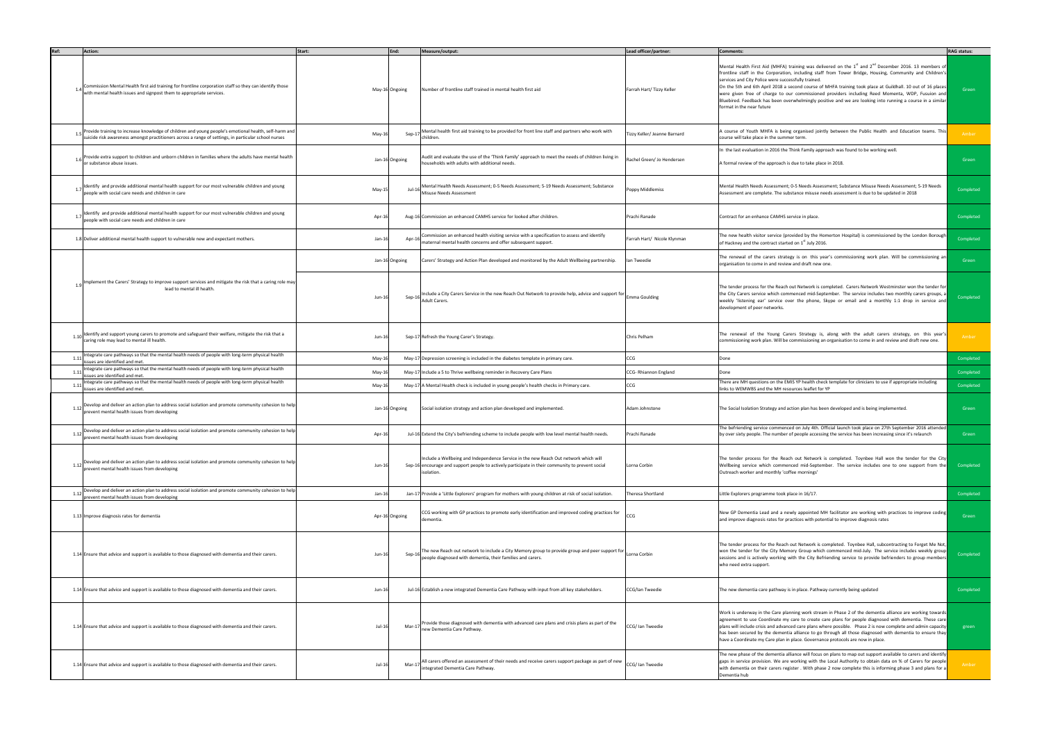| Ref: | Action: | Start: | End: | Measure/output: | Lead officer/partner: | Comments: | RAG status: |
|---|---|---|---|---|---|---|---|
| 1.4 | Commission Mental Health first aid training for frontline corporation staff so they can identify those with mental health issues and signpost them to appropriate services. | May-16 | Ongoing | Number of frontline staff trained in mental health first aid | Farrah Hart/ Tizzy Keller | Mental Health First Aid (MHFA) training was delivered on the 1st and 2nd December 2016. 13 members of frontline staff in the Corporation, including staff from Tower Bridge, Housing, Community and Children's services and City Police were successfully trained. On the 5th and 6th April 2018 a second course of MHFA training took place at Guildhall. 10 out of 16 places were given free of charge to our commissioned providers including Reed Momenta, WDP, Fusuion and Bluebired. Feedback has been overwhelmingly positive and we are looking into running a course in a similar format in the near future | Green |
| 1.5 | Provide training to increase knowledge of children and young people's emotional health, self-harm and suicide risk awareness amongst practitioners across a range of settings, in particular school nurses | May-16 | Sep-17 | Mental health first aid training to be provided for front line staff and partners who work with children. | Tizzy Keller/ Jeanne Barnard | A course of Youth MHFA is being organised jointly between the Public Health and Education teams. This course will take place in the summer term. | Amber |
| 1.6 | Provide extra support to children and unborn children in families where the adults have mental health or substance abuse issues. | Jan-16 | Ongoing | Audit and evaluate the use of the 'Think Family' approach to meet the needs of children living in households with adults with additional needs. | Rachel Green/ Jo Hendersen | In the last evaluation in 2016 the Think Family approach was found to be working well.<br><br>A formal review of the approach is due to take place in 2018. | Green |
| 1.7 | Identify and provide additional mental health support for our most vulnerable children and young people with social care needs and children in care | May-15 | Jul-16 | Mental Health Needs Assessment; 0-5 Needs Assessment; 5-19 Needs Assessment; Substance Misuse Needs Assessment | Poppy Middlemiss | Mental Health Needs Assessment; 0-5 Needs Assessment; Substance Misuse Needs Assessment; 5-19 Needs Assessment are complete. The substance misuse needs assessment is due to be updated in 2018 | Completed |
| 1.7 | Identify and provide additional mental health support for our most vulnerable children and young people with social care needs and children in care | Apr-16 | Aug-16 | Commission an enhanced CAMHS service for looked after children. | Prachi Ranade | Contract for an enhance CAMHS service in place. | Completed |
| 1.8 | Deliver additional mental health support to vulnerable new and expectant mothers. | Jan-16 | Apr-16 | Commission an enhanced health visiting service with a specification to assess and identify maternal mental health concerns and offer subsequent support. | Farrah Hart/ Nicole Klynman | The new health visitor service (provided by the Homerton Hospital) is commissioned by the London Borough of Hackney and the contract started on 1st July 2016. | Completed |
| 1.9 | Implement the Carers' Strategy to improve support services and mitigate the risk that a caring role may lead to mental ill health. | Jan-16 | Ongoing | Carers' Strategy and Action Plan developed and monitored by the Adult Wellbeing partnership. | Ian Tweedie | The renewal of the carers strategy is on this year's commissioning work plan. Will be commissioning an organisation to come in and review and draft new one. | Green |
| | | Jun-16 | Sep-16 | Include a City Carers Service in the new Reach Out Network to provide help, advice and support for Adult Carers. | Emma Goulding | The tender process for the Reach out Network is completed. Carers Network Westminster won the tender for the City Carers service which commenced mid-September. The service includes two monthly carers groups, a weekly 'listening ear' service over the phone, Skype or email and a monthly 1:1 drop in service and development of peer networks. | Completed |
| 1.10 | Identify and support young carers to promote and safeguard their welfare, mitigate the risk that a caring role may lead to mental ill health. | Jun-16 | Sep-17 | Refresh the Young Carer's Strategy. | Chris Pelham | The renewal of the Young Carers Strategy is, along with the adult carers strategy, on this year's commissioning work plan. Will be commissioning an organisation to come in and review and draft new one. | Amber |
| 1.11 | Integrate care pathways so that the mental health needs of people with long-term physical health issues are identified and met. | May-16 | May-17 | Depression screening is included in the diabetes template in primary care. | CCG | Done | Completed |
| 1.11 | Integrate care pathways so that the mental health needs of people with long-term physical health issues are identified and met. | May-16 | May-17 | Include a 5 to Thrive wellbeing reminder in Recovery Care Plans | CCG- Rhiannon England | Done | Completed |
| 1.11 | Integrate care pathways so that the mental health needs of people with long-term physical health issues are identified and met. | May-16 | May-17 | A Mental Health check is included in young people's health checks in Primary care. | CCG | There are MH questions on the EMIS YP health check template for clinicians to use if appropriate including links to WEMWBS and the MH resources leaflet for YP | Completed |
| 1.12 | Develop and deliver an action plan to address social isolation and promote community cohesion to help prevent mental health issues from developing | Jan-16 | Ongoing | Social isolation strategy and action plan developed and implemented. | Adam Johnstone | The Social Isolation Strategy and action plan has been developed and is being implemented. | Green |
| 1.12 | Develop and deliver an action plan to address social isolation and promote community cohesion to help prevent mental health issues from developing | Apr-16 | Jul-16 | Extend the City's befriending scheme to include people with low level mental health needs. | Prachi Ranade | The befriending service commenced on July 4th. Official launch took place on 27th September 2016 attended by over sixty people. The number of people accessing the service has been increasing since it's relaunch | Green |
| 1.12 | Develop and deliver an action plan to address social isolation and promote community cohesion to help prevent mental health issues from developing | Jun-16 | Sep-16 | Include a Wellbeing and Independence Service in the new Reach Out Network which will encourage and support people to actively participate in their community to prevent social isolation. | Lorna Corbin | The tender process for the Reach out Network is completed. Toynbee Hall won the tender for the City Wellbeing service which commenced mid-September. The service includes one to one support from the Outreach worker and monthly 'coffee mornings' | Completed |
| 1.12 | Develop and deliver an action plan to address social isolation and promote community cohesion to help prevent mental health issues from developing | Jan-16 | Jan-17 | Provide a 'Little Explorers' program for mothers with young children at risk of social isolation. | Theresa Shortland | Little Explorers programme took place in 16/17. | Completed |
| 1.13 | Improve diagnosis rates for dementia | Apr-16 | Ongoing | CCG working with GP practices to promote early identification and improved coding practices for dementia. | CCG | New GP Dementia Lead and a newly appointed MH facilitator are working with practices to improve coding and improve diagnosis rates for practices with potential to improve diagnosis rates | Green |
| 1.14 | Ensure that advice and support is available to those diagnosed with dementia and their carers. | Jun-16 | Sep-16 | The new Reach out network to include a City Memory group to provide group and peer support for people diagnosed with dementia, their families and carers. | Lorna Corbin | The tender process for the Reach out Network is completed. Toynbee Hall, subcontracting to Forget Me Not, won the tender for the City Memory Group which commenced mid-July. The service includes weekly group sessions and is actively working with the City Befriending service to provide befrienders to group members who need extra support. | Completed |
| 1.14 | Ensure that advice and support is available to those diagnosed with dementia and their carers. | Jun-16 | Jul-16 | Establish a new integrated Dementia Care Pathway with input from all key stakeholders. | CCG/Ian Tweedie | The new dementia care pathway is in place. Pathway currently being updated | Completed |
| 1.14 | Ensure that advice and support is available to those diagnosed with dementia and their carers. | Jul-16 | Mar-17 | Provide those diagnosed with dementia with advanced care plans and crisis plans as part of the new Dementia Care Pathway. | CCG/ Ian Tweedie | Work is underway in the Care planning work stream in Phase 2 of the dementia alliance are working towards agreement to use Coordinate my care to create care plans for people diagnosed with dementia. These care plans will include crisis and advanced care plans where possible. Phase 2 is now complete and admin capacity has been secured by the dementia alliance to go through all those diagnosed with dementia to ensure they have a Coordinate my Care plan in place. Governance protocols are now in place. | green |
| 1.14 | Ensure that advice and support is available to those diagnosed with dementia and their carers. | Jul-16 | Mar-17 | All carers offered an assessment of their needs and receive carers support package as part of new integrated Dementia Care Pathway. | CCG/ Ian Tweedie | The new phase of the dementia alliance will focus on plans to map out support available to carers and identify gaps in service provision. We are working with the Local Authority to obtain data on % of Carers for people with dementia on their carers register . With phase 2 now complete this is informing phase 3 and plans for a Dementia hub | Amber |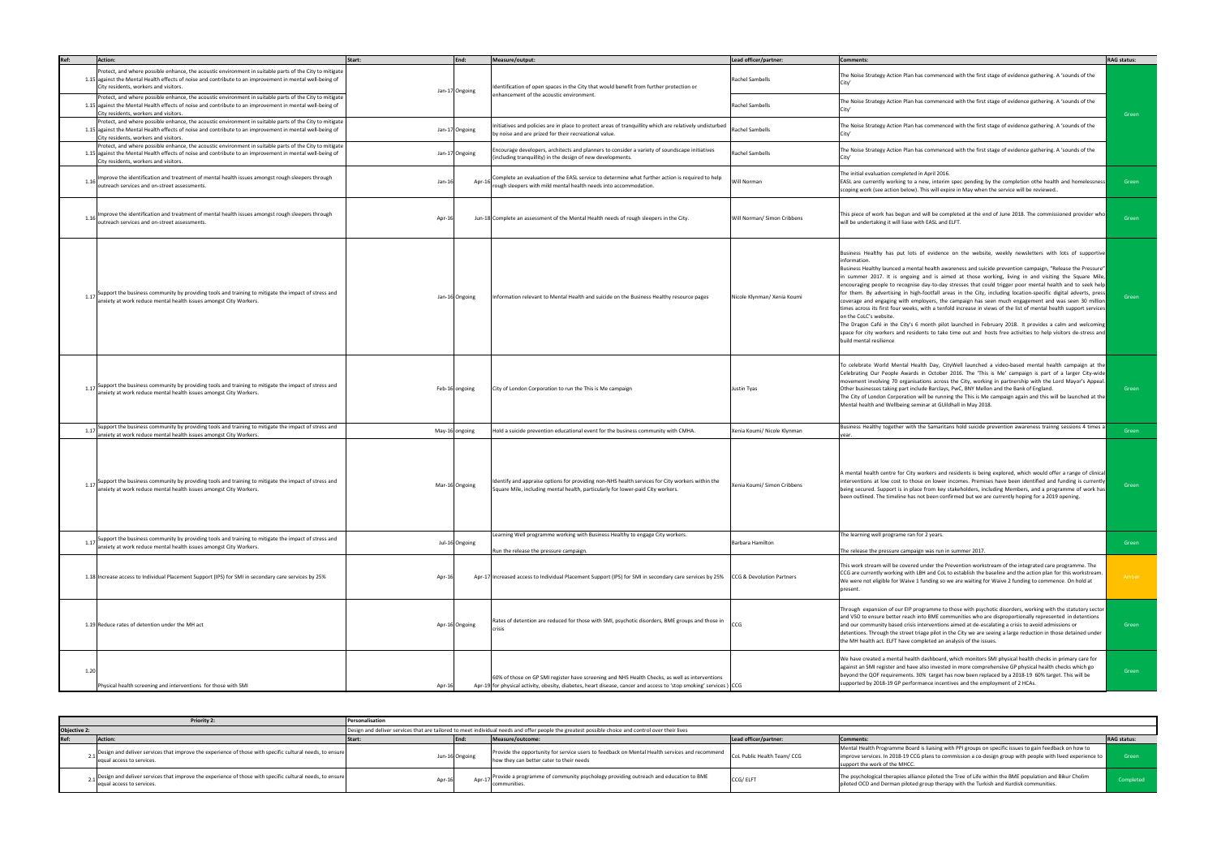| Ref: | Action: | Start: | End: | Measure/output: | Lead officer/partner: | Comments: | RAG status: |
|---|---|---|---|---|---|---|---|
| 1.15 | Protect, and where possible enhance, the acoustic environment in suitable parts of the City to mitigate against the Mental Health effects of noise and contribute to an improvement in mental well-being of City residents, workers and visitors. | Jan-17 | Ongoing | Identification of open spaces in the City that would benefit from further protection or enhancement of the acoustic environment. | Rachel Sambells | The Noise Strategy Action Plan has commenced with the first stage of evidence gathering. A 'sounds of the City' | Green |
| 1.15 | Protect, and where possible enhance, the acoustic environment in suitable parts of the City to mitigate against the Mental Health effects of noise and contribute to an improvement in mental well-being of City residents, workers and visitors. | | | | Rachel Sambells | The Noise Strategy Action Plan has commenced with the first stage of evidence gathering. A 'sounds of the City' | |
| 1.15 | Protect, and where possible enhance, the acoustic environment in suitable parts of the City to mitigate against the Mental Health effects of noise and contribute to an improvement in mental well-being of City residents, workers and visitors. | Jan-17 | Ongoing | Initiatives and policies are in place to protect areas of tranquillity which are relatively undisturbed by noise and are prized for their recreational value. | Rachel Sambells | The Noise Strategy Action Plan has commenced with the first stage of evidence gathering. A 'sounds of the City' | |
| 1.15 | Protect, and where possible enhance, the acoustic environment in suitable parts of the City to mitigate against the Mental Health effects of noise and contribute to an improvement in mental well-being of City residents, workers and visitors. | Jan-17 | Ongoing | Encourage developers, architects and planners to consider a variety of soundscape initiatives (including tranquillity) in the design of new developments. | Rachel Sambells | The Noise Strategy Action Plan has commenced with the first stage of evidence gathering. A 'sounds of the City' | |
| 1.16 | Improve the identification and treatment of mental health issues amongst rough sleepers through outreach services and on-street assessments. | Jan-16 | Apr-16 | Complete an evaluation of the EASL service to determine what further action is required to help rough sleepers with mild mental health needs into accommodation. | Will Norman | The initial evaluation completed in April 2016. EASL are currently working to a new, interim spec pending by the completion othe health and homelessness scoping work (see action below). This will expire in May when the service will be reviewed.. | Green |
| 1.16 | Improve the identification and treatment of mental health issues amongst rough sleepers through outreach services and on-street assessments. | Apr-16 | Jun-18 | Complete an assessment of the Mental Health needs of rough sleepers in the City. | Will Norman/ Simon Cribbens | This piece of work has begun and will be completed at the end of June 2018. The commissioned provider who will be undertaking it will liase with EASL and ELFT. | Green |
| 1.17 | Support the business community by providing tools and training to mitigate the impact of stress and anxiety at work reduce mental health issues amongst City Workers. | Jan-16 | Ongoing | Information relevant to Mental Health and suicide on the Business Healthy resource pages | Nicole Klynman/ Xenia Koumi | Business Healthy has put lots of evidence on the website, weekly newsletters with lots of supportive information.<br>Business Healthy launced a mental health awareness and suicide prevention campaign, "Release the Pressure" in summer 2017. It is ongoing and is aimed at those working, living in and visiting the Square Mile, encouraging people to recognise day-to-day stresses that could trigger poor mental health and to seek help for them. By advertising in high-footfall areas in the City, including location-specific digital adverts, press coverage and engaging with employers, the campaign has seen much engagement and was seen 30 million times across its first four weeks, with a tenfold increase in views of the list of mental health support services on the CoLC's website.<br>The Dragon Café in the City's 6 month pilot launched in February 2018. It provides a calm and welcoming space for city workers and residents to take time out and hosts free activities to help visitors de-stress and build mental resilience | Green |
| 1.17 | Support the business community by providing tools and training to mitigate the impact of stress and anxiety at work reduce mental health issues amongst City Workers. | Feb-16 | ongoing | City of London Corporation to run the This is Me campaign | Justin Tyas | To celebrate World Mental Health Day, CityWell launched a video-based mental health campaign at the Celebrating Our People Awards in October 2016. The 'This is Me' campaign is part of a larger City-wide movement involving 70 organisations across the City, working in partnership with the Lord Mayor's Appeal. Other businesses taking part include Barclays, PwC, BNY Mellon and the Bank of England.<br>The City of London Corporation will be running the This is Me campaign again and this will be launched at the Mental health and Wellbeing seminar at GUildhall in May 2018. | Green |
| 1.17 | Support the business community by providing tools and training to mitigate the impact of stress and anxiety at work reduce mental health issues amongst City Workers. | May-16 | ongoing | Hold a suicide prevention educational event for the business community with CMHA. | Xenia Koumi/ Nicole Klynman | Business Healthy together with the Samaritans hold suicide prevention awareness trainng sessions 4 times a year. | Green |
| 1.17 | Support the business community by providing tools and training to mitigate the impact of stress and anxiety at work reduce mental health issues amongst City Workers. | Mar-16 | Ongoing | Identify and appraise options for providing non-NHS health services for City workers within the Square Mile, including mental health, particularly for lower-paid City workers. | Xenia Koumi/ Simon Cribbens | A mental health centre for City workers and residents is being explored, which would offer a range of clinical interventions at low cost to those on lower incomes. Premises have been identified and funding is currently being secured. Support is in place from key stakeholders, including Members, and a programme of work has been outlined. The timeline has not been confirmed but we are currently hoping for a 2019 opening. | Green |
| 1.17 | Support the business community by providing tools and training to mitigate the impact of stress and anxiety at work reduce mental health issues amongst City Workers. | Jul-16 | Ongoing | Learning Well programme working with Business Healthy to engage City workers.<br>Run the release the pressure campaign. | Barbara Hamilton | The learning well programe ran for 2 years.<br>The release the pressure campaign was run in summer 2017. | Green |
| 1.18 | Increase access to Individual Placement Support (IPS) for SMI in secondary care services by 25% | Apr-16 | Apr-17 | Increased access to Individual Placement Support (IPS) for SMI in secondary care services by 25% | CCG & Devolution Partners | This work stream will be covered under the Prevention workstream of the integrated care programme. The CCG are currently working with LBH and CoL to establish the baseline and the action plan for this workstream. We were not eligible for Waive 1 funding so we are waiting for Waive 2 funding to commence. On hold at present. | Amber |
| 1.19 | Reduce rates of detention under the MH act | Apr-16 | Ongoing | Rates of detention are reduced for those with SMI, psychotic disorders, BME groups and those in crisis | CCG | Through expansion of our EIP programme to those with psychotic disorders, working with the statutory sector and VSO to ensure better reach into BME communities who are disproportionally represented in detentions and our community based crisis interventions aimed at de-escalating a crisis to avoid admissions or detentions. Through the street triage pilot in the City we are seeing a large reduction in those detained under the MH health act. ELFT have completed an analysis of the issues. | Green |
| 1.20 | Physical health screening and interventions for those with SMI | Apr-16 | Apr-19 | 60% of those on GP SMI register have screening and NHS Health Checks, as well as interventions for physical activity, obesity, diabetes, heart disease, cancer and access to 'stop smoking' services ) | CCG | We have created a mental health dashboard, which monitors SMI physical health checks in primary care for against an SMI register and have also invested in more comprehensive GP physical health checks which go beyond the QOF requirements. 30% target has now been replaced by a 2018-19 60% target. This will be supported by 2018-19 GP performance incentives and the employment of 2 HCAs. | Green |

| Priority 2: | Personalisation | | | | | | |
|---|---|---|---|---|---|---|---|
| Objective 2: | Design and deliver services that are tailored to meet individual needs and offer people the greatest possible choice and control over their lives | | | | | | |
| Ref: | Action: | Start: | End: | Measure/outcome: | Lead officer/partner: | Comments: | RAG status: |
| 2.1 | Design and deliver services that improve the experience of those with specific cultural needs, to ensure equal access to services. | Jun-16 | Ongoing | Provide the opportunity for service users to feedback on Mental Health services and recommend how they can better cater to their needs | CoL Public Health Team/ CCG | Mental Health Programme Board is liaising with PPI groups on specific issues to gain feedback on how to improve services. In 2018-19 CCG plans to commission a co-design group with people with lived experience to support the work of the MHCC. | Green |
| 2.1 | Design and deliver services that improve the experience of those with specific cultural needs, to ensure equal access to services. | Apr-16 | Apr-17 | Provide a programme of community psychology providing outreach and education to BME communities. | CCG/ ELFT | The psychological therapies alliance piloted the Tree of Life within the BME population and Bikur Cholim piloted OCD and Derman piloted group therapy with the Turkish and Kurdish communities. | Completed |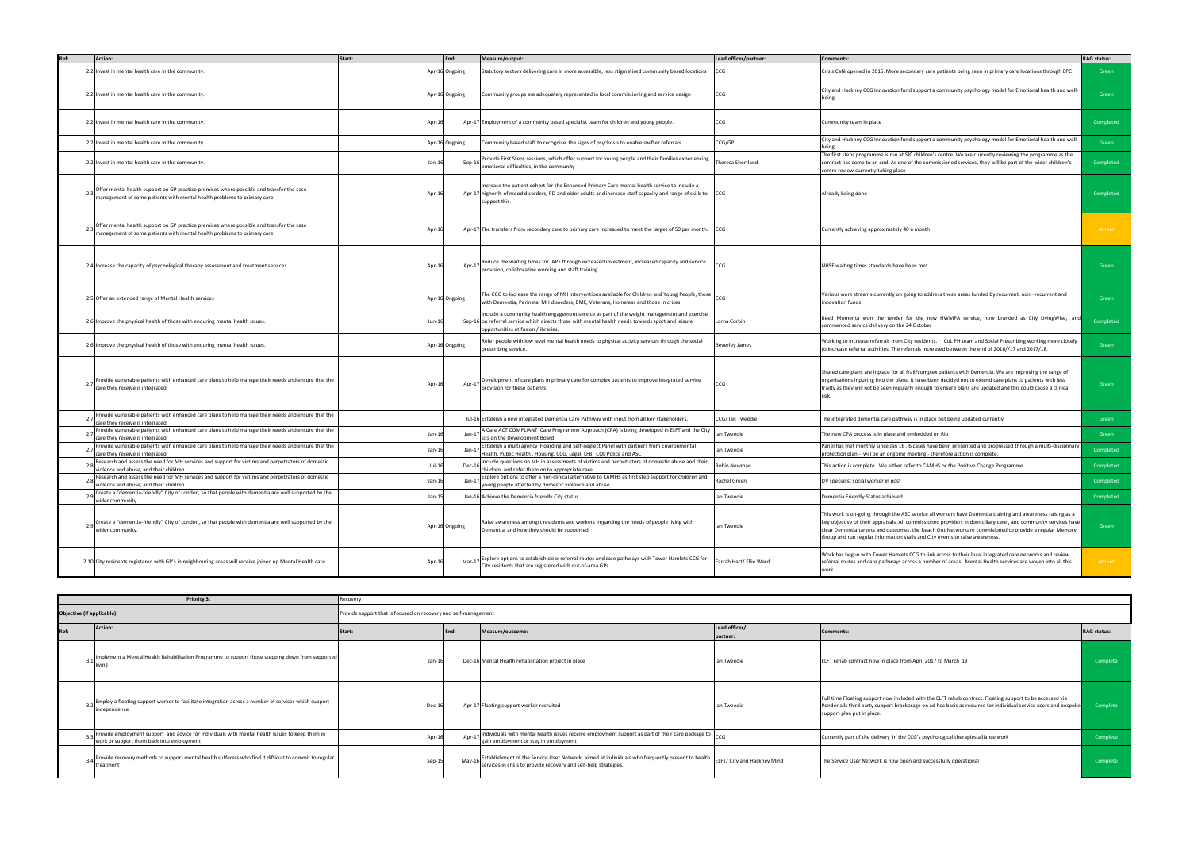| Ref: | Action: | Start: | End: | Measure/output: | Lead officer/partner: | Comments: | RAG status: |
|---|---|---|---|---|---|---|---|
| 2.2 | Invest in mental health care in the community. | Apr-16 | Ongoing | Statutory sectors delivering care in more accessible, less stigmatised community based locations | CCG | Crisis Café opened in 2016. More secondary care patients being seen in primary care locations through EPC | Green |
| 2.2 | Invest in mental health care in the community. | Apr-16 | Ongoing | Community groups are adequately represented in local commissioning and service design | CCG | City and Hackney CCG Innovation fund support a community psychology model for Emotional health and well-being | Green |
| 2.2 | Invest in mental health care in the community. | Apr-16 | Apr-17 | Employment of a community based specialist team for children and young people. | CCG | Community team in place | Completed |
| 2.2 | Invest in mental health care in the community. | Apr-16 | Ongoing | Community based staff to recognise the signs of psychosis to enable swifter referrals | CCG/GP | City and Hackney CCG Innovation fund support a community psychology model for Emotional health and well-being | Green |
| 2.2 | Invest in mental health care in the community. | Jan-16 | Sep-16 | Provide First Steps sessions, which offer support for young people and their families experiencing emotional difficulties, in the community | Theresa Shortland | The first steps programme is run at SJC children's centre. We are currently reviewing the programme as the contract has come to an end. As one of the commissioned services, they will be part of the wider children's centre review currently taking place | Completed |
| 2.3 | Offer mental health support on GP practice premises where possible and transfer the case management of some patients with mental health problems to primary care. | Apr-16 | Apr-17 | Increase the patient cohort for the Enhanced Primary Care mental health service to include a higher % of mood disorders, PD and older adults and increase staff capacity and range of skills to support this. | CCG | Already being done | Completed |
| 2.3 | Offer mental health support on GP practice premises where possible and transfer the case management of some patients with mental health problems to primary care. | Apr-16 | Apr-17 | The transfers from secondary care to primary care increased to meet the target of 50 per month. | CCG | Currently achieving approximately 40 a month | Amber |
| 2.4 | Increase the capacity of psychological therapy assessment and treatment services. | Apr-16 | Apr-17 | Reduce the waiting times for IAPT through increased investment, increased capacity and service provision, collaborative working and staff training. | CCG | NHSE waiting times standards have been met. | Green |
| 2.5 | Offer an extended range of Mental Health services | Apr-16 | Ongoing | The CCG to Increase the range of MH interventions available for Children and Young People, those with Dementia, Perinatal MH disorders, BME, Veterans, Homeless and those in crises. | CCG | Various work streams currently on going to address these areas funded by recurrent, non –recurrent and innovation funds | Green |
| 2.6 | Improve the physical health of those with enduring mental health issues. | Jun-16 | Sep-16 | Include a community health engagement service as part of the weight management and exercise on referral service which directs those with mental health needs towards sport and leisure opportunities at fusion /libraries. | Lorna Corbin | Reed Momenta won the tender for the new HWMPA service, now branded as City LivingWise, and commenced service delivery on the 24 October | Completed |
| 2.6 | Improve the physical health of those with enduring mental health issues. | Apr-16 | Ongoing | Refer people with low level mental health needs to physical activity services through the social prescribing service. | Beverley James | Working to increase referrals from City residents. · CoL PH team and Social Prescribing working more closely to increase referral activities. The referrals increased between the end of 2016//17 and 2017/18. | Green |
| 2.7 | Provide vulnerable patients with enhanced care plans to help manage their needs and ensure that the care they receive is integrated. | Apr-16 | Apr-17 | Development of care plans in primary care for complex patients to improve integrated service provision for these patients | CCG | Shared care plans are inplace for all frail/complex patients with Dementia. We are improving the range of organisations inputting into the plans. It have been decided not to extend care plans to patients with less frailty as they will not be seen regularly enough to ensure plans are updated and this could cause a clinical risk. | Green |
| 2.7 | Provide vulnerable patients with enhanced care plans to help manage their needs and ensure that the care they receive is integrated. | | Jul-16 | Establish a new integrated Dementia Care Pathway with input from all key stakeholders. | CCG/ Ian Tweedie | The integrated dementia care pathway is in place but being updated currently | Green |
| 2.7 | Provide vulnerable patients with enhanced care plans to help manage their needs and ensure that the care they receive is integrated. | Jan-16 | Jan-17 | A Care ACT COMPLIANT Care Programme Approach (CPA) is being developed in ELFT and the City sits on the Development Board | Ian Tweedie | The new CPA process is in place and embedded on Rio | Green |
| 2.7 | Provide vulnerable patients with enhanced care plans to help manage their needs and ensure that the care they receive is integrated. | Jan-16 | Jan-17 | Establish a multi agency Hoarding and Self-neglect Panel with partners from Environmental Health, Public Health , Housing, CCG, Legal, LFB, COL Police and ASC | Ian Tweedie | Panel has met monthly since Jan 16 , 6 cases have been presented and progressed through a multi-disciplinary protection plan - will be an ongoing meeting - therefore action is complete. | Completed |
| 2.8 | Research and assess the need for MH services and support for victims and perpetrators of domestic violence and abuse, and their children | Jul-16 | Dec-16 | Include questions on MH in assessments of victims and perpetrators of domestic abuse and their children, and refer them on to appropriate care | Robin Newman | This action is complete. We either refer to CAMHS or the Positive Change Programme. | Completed |
| 2.8 | Research and assess the need for MH services and support for victims and perpetrators of domestic violence and abuse, and their children | Jan-16 | Jan-17 | Explore options to offer a non-clinical alternative to CAMHS as first step support for children and young people affected by domestic violence and abuse | Rachel Green | DV specialist social worker in post | Completed |
| 2.9 | Create a "dementia-friendly" City of London, so that people with dementia are well supported by the wider community. | Jan-15 | Jan-16 | Achieve the Dementia friendly City status | Ian Tweedie | Dementia Friendly Status achieved | Completed |
| 2.9 | Create a "dementia-friendly" City of London, so that people with dementia are well supported by the wider community. | Apr-16 | Ongoing | Raise awareness amongst residents and workers regarding the needs of people living with Dementia and how they should be supported | Ian Tweedie | This work is on-going through the ASC service all workers have Dementia training and awareness raising as a key objective of their appraisals. All commissioned providers in domiciliary care , and community services have clear Dementia targets and outcomes. the Reach Out Networkare commisioned to provide a regular Memory Group and run regular information stalls and City events to raise awareness. | Green |
| 2.10 | City residents registered with GP's in neighbouring areas will receive joined up Mental Health care | Apr-16 | Mar-17 | Explore options to establish clear referral routes and care pathways with Tower Hamlets CCG for City residents that are registered with out-of-area GPs. | Farrah Hart/ Ellie Ward | Work has begun with Tower Hamlets CCG to link across to their local integrated care networks and review referral routes and care pathways across a number of areas. Mental Health services are woven into all this work. | Amber |

| Priority 3: | Recovery | | | | | | |
|---|---|---|---|---|---|---|---|
| **Objective (if applicable):** | Provide support that is focused on recovery and self-management | | | | | | |
| **Ref:** | **Action:** | **Start:** | **End:** | **Measure/outcome:** | **Lead officer/ partner:** | **Comments:** | **RAG status:** |
| 3.1 | Implement a Mental Health Rehabilitation Programme to support those stepping down from supported living | Jan-16 | Dec-16 | Mental Health rehabilitation project in place | Ian Tweedie | ELFT rehab contract now in place from April 2017 to March 19 | Complete |
| 3.2 | Employ a floating support worker to facilitate integration across a number of services which support independence | Dec-16 | Apr-17 | Floating support worker recruited | Ian Tweedie | Full time Floating support now included with the ELFT rehab contract. Floating support to be accessed via Penderialls third party support brockerage on ad hoc basis as required for individual service users and bespoke support plan put in place. | Complete |
| 3.3 | Provide employment support and advice for individuals with mental health issues to keep them in work or support them back into employment | Apr-16 | Apr-17 | Individuals with mental health issues receive employment support as part of their care package to gain employment or stay in employment | CCG | Currently part of the delivery in the CCG's psychological therapies alliance work | Complete |
| 3.4 | Provide recovery methods to support mental health sufferers who find it difficult to commit to regular treatment | Sep-15 | May-16 | Establishment of the Service User Network, aimed at individuals who frequently present to health services in crisis to provide recovery and self-help strategies. | ELFT/ City and Hackney Mind | The Service User Network is now open and successfully operational | Complete |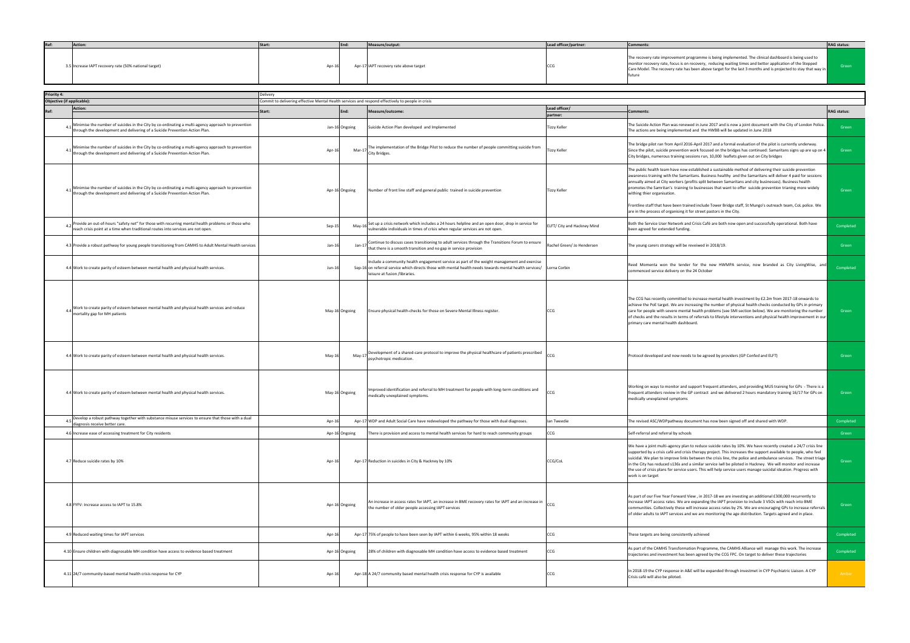| Ref: | Action: | Start: | End: | Measure/output: | Lead officer/partner: | Comments: | RAG status: |
|---|---|---|---|---|---|---|---|
| 3.5 | Increase IAPT recovery rate (50% national target) | Apr-16 | Apr-17 | IAPT recovery rate above target | CCG | The recovery rate improvement programme is being implemented. The clinical dashboard is being used to monitor recovery rate, focus is on recovery, reducing waiting times and better application of the Stepped Care Model. The recovery rate has been above target for the last 3 months and is projected to stay that way in future | Green |

| Priority 4: | Delivery | | | | | | |
|---|---|---|---|---|---|---|---|
| Objective (if applicable): | Commit to delivering effective Mental Health services and respond effectively to people in crisis | | | | | | |
| Ref: | Action: | Start: | End: | Measure/outcome: | Lead officer/ partner: | Comments: | RAG status: |
| 4.1 | Minimise the number of suicides in the City by co-ordinating a multi-agency approach to prevention through the development and delivering of a Suicide Prevention Action Plan. | Jan-16 | Ongoing | Suicide Action Plan developed and Implemented | Tizzy Keller | The Suicide Action Plan was renewed in June 2017 and is now a joint document with the City of London Police. The actions are being implemented and the HWBB will be updated in June 2018 | Green |
| 4.1 | Minimise the number of suicides in the City by co-ordinating a multi-agency approach to prevention through the development and delivering of a Suicide Prevention Action Plan. | Apr-16 | Mar-17 | The implementation of the Bridge Pilot to reduce the number of people committing suicide from City Bridges. | Tizzy Keller | The bridge pilot ran from April 2016-April 2017 and a formal evaluation of the pilot is currently underway. Since the pilot, suicide prevention work focused on the bridges has continued: Samaritans signs up are up on 4 City bridges, numerous training sessions run, 10,000 leaflets given out on City bridges | Green |
| 4.1 | Minimise the number of suicides in the City by co-ordinating a multi-agency approach to prevention through the development and delivering of a Suicide Prevention Action Plan. | Apr-16 | Ongoing | Number of front line staff and general public trained in suicide prevention | Tizzy Keller | The public health team have now established a sustainable method of delivering their suicide prevention awareness training with the Samaritans. Business healthy and the Samaritans will deliver 4 paid for sessions annually aimed at City workers (profits split between Samaritans and city businesses). Business health promotes the Samritan's training to businesses that want to offer suicide prevention trianing more widely withing their organisation.<br><br>Frontline staff that have been trained include Tower Bridge staff, St Mungo's outreach team, CoL police. We are in the process of organising it for street pastors in the City. | Green |
| 4.2 | Provide an out-of-hours "safety net" for those with recurring mental health problems or those who reach crisis point at a time when traditional routes into services are not open. | Sep-15 | May-16 | Set up a crisis network which includes a 24 hours helpline and an open door, drop in service for vulnerable individuals in times of crisis when regular services are not open. | ELFT/ City and Hackney Mind | Both the Service User Network and Crisis Café are both now open and successfully operational. Both have been agreed for extended funding. | Completed |
| 4.3 | Provide a robust pathway for young people transitioning from CAMHS to Adult Mental Health services | Jan-16 | Jan-17 | Continue to discuss cases transitioning to adult services through the Transitions Forum to ensure that there is a smooth transition and no gap in service provision | Rachel Green/ Jo Hendersen | The young carers strategy will be reveiwed in 2018/19. | Green |
| 4.4 | Work to create parity of esteem between mental health and physical health services. | Jun-16 | Sep-16 | Include a community health engagement service as part of the weight management and exercise on referral service which directs those with mental health needs towards mental health services/ leisure at fusion /libraries. | Lorna Corbin | Reed Momenta won the tender for the new HWMPA service, now branded as City LivingWise, and commenced service delivery on the 24 October | Completed |
| 4.4 | Work to create parity of esteem between mental health and physical health services and reduce mortality gap for MH patients | May-16 | Ongoing | Ensure physical health-checks for those on Severe Mental Illness register. | CCG | The CCG has recently committed to increase mental health investment by £2.2m from 2017-18 onwards to achieve the PoE target. We are increasing the number of physical health checks conducted by GPs in primary care for people with severe mental health problems (see SMI section below). We are monitoring the number of checks and the results in terms of referrals to lifestyle interventions and physical health improvement in our primary care mental health dashboard. | Green |
| 4.4 | Work to create parity of esteem between mental health and physical health services. | May-16 | May-17 | Development of a shared-care protocol to improve the physical healthcare of patients prescribed psychotropic medication. | CCG | Protocol developed and now needs to be agreed by providers (GP Confed and ELFT) | Green |
| 4.4 | Work to create parity of esteem between mental health and physical health services. | May-16 | Ongoing | Improved identification and referral to MH treatment for people with long-term conditions and medically unexplained symptoms. | CCG | Working on ways to monitor and support frequent attenders, and providing MUS training for GPs - There is a frequent attenders review in the GP contract and we delivered 2 hours mandatory training 16/17 for GPs on medically unexplained symptoms | Green |
| 4.5 | Develop a robust pathway together with substance misuse services to ensure that those with a dual diagnosis receive better care. | Apr-16 | Apr-17 | WDP and Adult Social Care have redeveloped the pathway for those with dual diagnoses. | Ian Tweedie | The revised ASC/WDPpathway document has now been signed off and shared with WDP. | Completed |
| 4.6 | Increase ease of accessing treatment for City residents | Apr-16 | Ongoing | There is provision and access to mental health services for hard to reach community groups | CCG | Self-referral and referral by schools | Green |
| 4.7 | Reduce suicide rates by 10% | Apr-16 | Apr-17 | Reduction in suicides in City & Hackney by 10% | CCG/CoL | We have a joint multi-agency plan to reduce suicide rates by 10%. We have recently created a 24/7 crisis line supported by a crisis café and crisis therapy project. This increases the support available to people, who feel suicidal. We plan to improve links between the crisis line, the police and ambulance services. The street triage in the City has reduced s136s and a similar service iwll be piloted in Hackney. We will monitor and increase the use of crisis plans for service users. This will help service users manage suicidal ideation. Progress with work is on target | Green |
| 4.8 | FYFV: Increase access to IAPT to 15.8% | Apr-16 | Ongoing | An increase in access rates for IAPT, an increase in BME recovery rates for IAPT and an increase in the number of older people accessing IAPT services | CCG | As part of our Five Year Forward View , in 2017-18 we are investing an additional £300,000 recurrently to increase IAPT access rates. We are expanding the IAPT provision to include 3 VSOs with reach into BME communities. Collectively these will increase access rates by 2%. We are encouraging GPs to increase referrals of older adults to IAPT services and we are monitoring the age distribution. Targets agreed and in place. | Green |
| 4.9 | Reduced waiting times for IAPT services | Apr-16 | Apr-17 | 75% of people to have been seen by IAPT within 6 weeks, 95% within 18 weeks | CCG | These targets are being consistently achieved | Completed |
| 4.10 | Ensure children with diagnosable MH condition have access to evidence based treatment | Apr-16 | Ongoing | 28% of children with diagnosable MH condition have access to evidence based treatment | CCG | As part of the CAMHS Transformation Programme, the CAMHS Alliance will manage this work. The increase trajectories and investment has been agreed by the CCG FPC. On target to deliver these trajectories | Completed |
| 4.11 | 24/7 community-based mental health crisis response for CYP | Apr-16 | Apr-18 | A 24/7 community based mental health crisis response for CYP is available | CCG | In 2018-19 the CYP response in A&E will be expanded through investment in CYP Psychiatric Liaison. A CYP Crisis café will also be piloted. | Amber |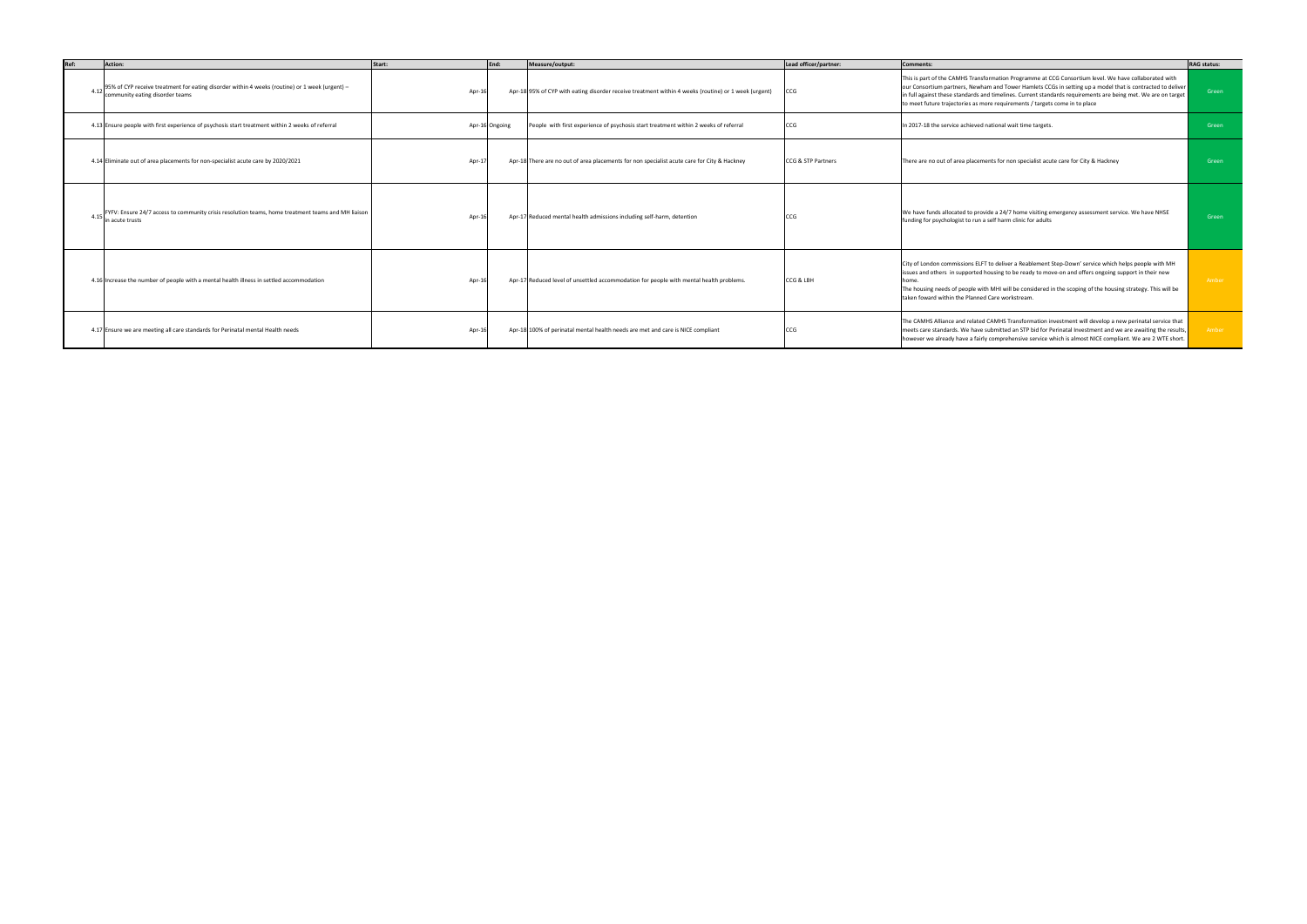| Ref: | Action: | Start: | End: | Measure/output: | Lead officer/partner: | Comments: | RAG status: |
|---|---|---|---|---|---|---|---|
| 4.12 | 95% of CYP receive treatment for eating disorder within 4 weeks (routine) or 1 week (urgent) – community eating disorder teams | Apr-16 | Apr-18 | 95% of CYP with eating disorder receive treatment within 4 weeks (routine) or 1 week (urgent) | CCG | This is part of the CAMHS Transformation Programme at CCG Consortium level. We have collaborated with our Consortium partners, Newham and Tower Hamlets CCGs in setting up a model that is contracted to deliver in full against these standards and timelines. Current standards requirements are being met. We are on target to meet future trajectories as more requirements / targets come in to place | Green |
| 4.13 | Ensure people with first experience of psychosis start treatment within 2 weeks of referral | Apr-16 | Ongoing | People with first experience of psychosis start treatment within 2 weeks of referral | CCG | In 2017-18 the service achieved national wait time targets. | Green |
| 4.14 | Eliminate out of area placements for non-specialist acute care by 2020/2021 | Apr-17 | Apr-18 | There are no out of area placements for non specialist acute care for City & Hackney | CCG & STP Partners | There are no out of area placements for non specialist acute care for City & Hackney | Green |
| 4.15 | FYFV: Ensure 24/7 access to community crisis resolution teams, home treatment teams and MH liaison in acute trusts | Apr-16 | Apr-17 | Reduced mental health admissions including self-harm, detention | CCG | We have funds allocated to provide a 24/7 home visiting emergency assessment service. We have NHSE funding for psychologist to run a self harm clinic for adults | Green |
| 4.16 | Increase the number of people with a mental health illness in settled accommodation | Apr-16 | Apr-17 | Reduced level of unsettled accommodation for people with mental health problems. | CCG & LBH | City of London commissions ELFT to deliver a Reablement Step-Down' service which helps people with MH issues and others in supported housing to be ready to move-on and offers ongoing support in their new home.<br>The housing needs of people with MHI will be considered in the scoping of the housing strategy. This will be taken foward within the Planned Care workstream. | Amber |
| 4.17 | Ensure we are meeting all care standards for Perinatal mental Health needs | Apr-16 | Apr-18 | 100% of perinatal mental health needs are met and care is NICE compliant | CCG | The CAMHS Alliance and related CAMHS Transformation investment will develop a new perinatal service that meets care standards. We have submitted an STP bid for Perinatal Investment and we are awaiting the results, however we already have a fairly comprehensive service which is almost NICE compliant. We are 2 WTE short. | Amber |